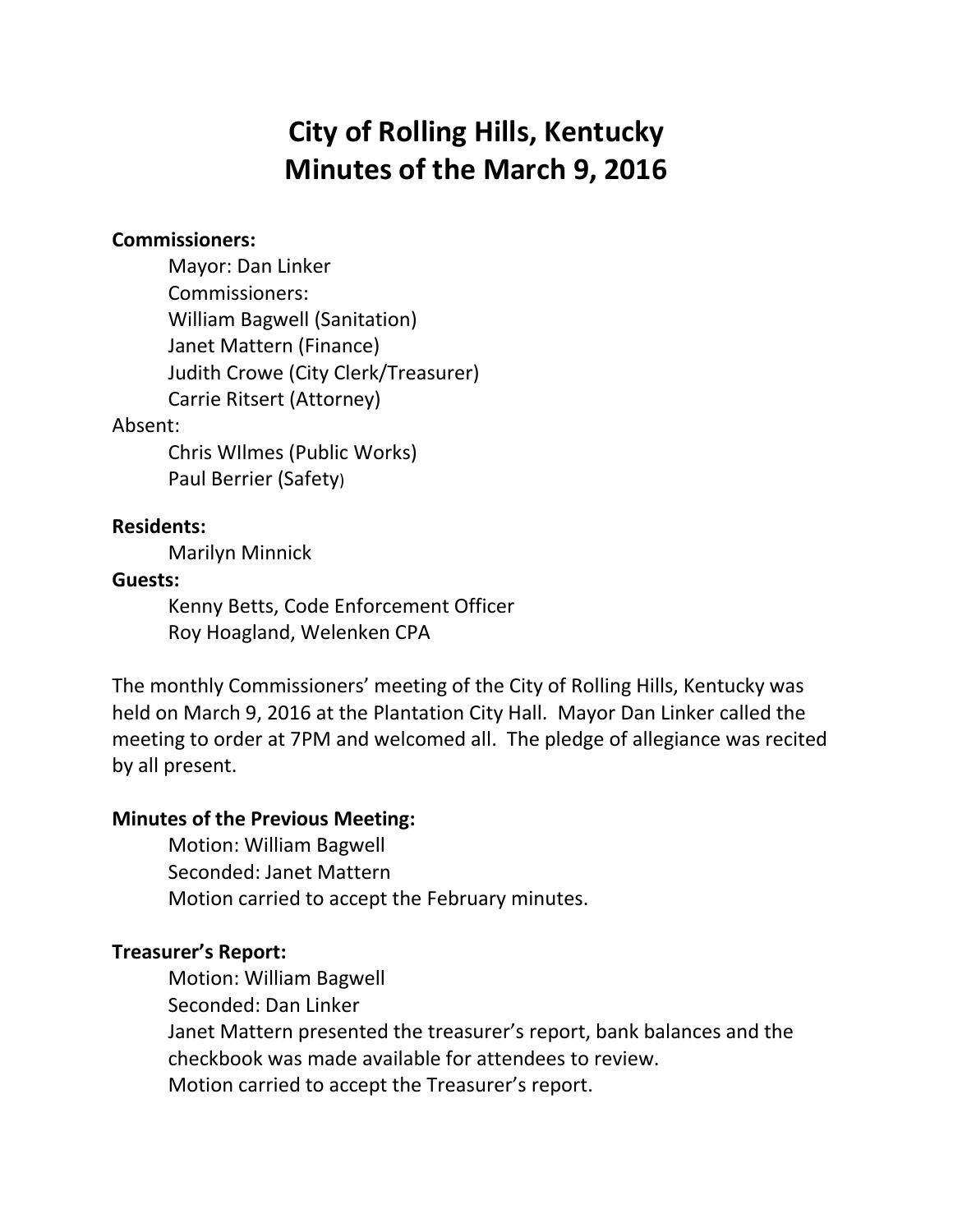# City of Rolling Hills, Kentucky
# Minutes of the March 9, 2016

**Commissioners:**

Mayor: Dan Linker
Commissioners:
William Bagwell (Sanitation)
Janet Mattern (Finance)
Judith Crowe (City Clerk/Treasurer)
Carrie Ritsert (Attorney)

Absent:

Chris WIlmes (Public Works)
Paul Berrier (Safety)

**Residents:**

Marilyn Minnick

**Guests:**

Kenny Betts, Code Enforcement Officer
Roy Hoagland, Welenken CPA

The monthly Commissioners' meeting of the City of Rolling Hills, Kentucky was held on March 9, 2016 at the Plantation City Hall. Mayor Dan Linker called the meeting to order at 7PM and welcomed all. The pledge of allegiance was recited by all present.

**Minutes of the Previous Meeting:**

Motion: William Bagwell
Seconded: Janet Mattern
Motion carried to accept the February minutes.

**Treasurer's Report:**

Motion: William Bagwell
Seconded: Dan Linker
Janet Mattern presented the treasurer's report, bank balances and the checkbook was made available for attendees to review.
Motion carried to accept the Treasurer's report.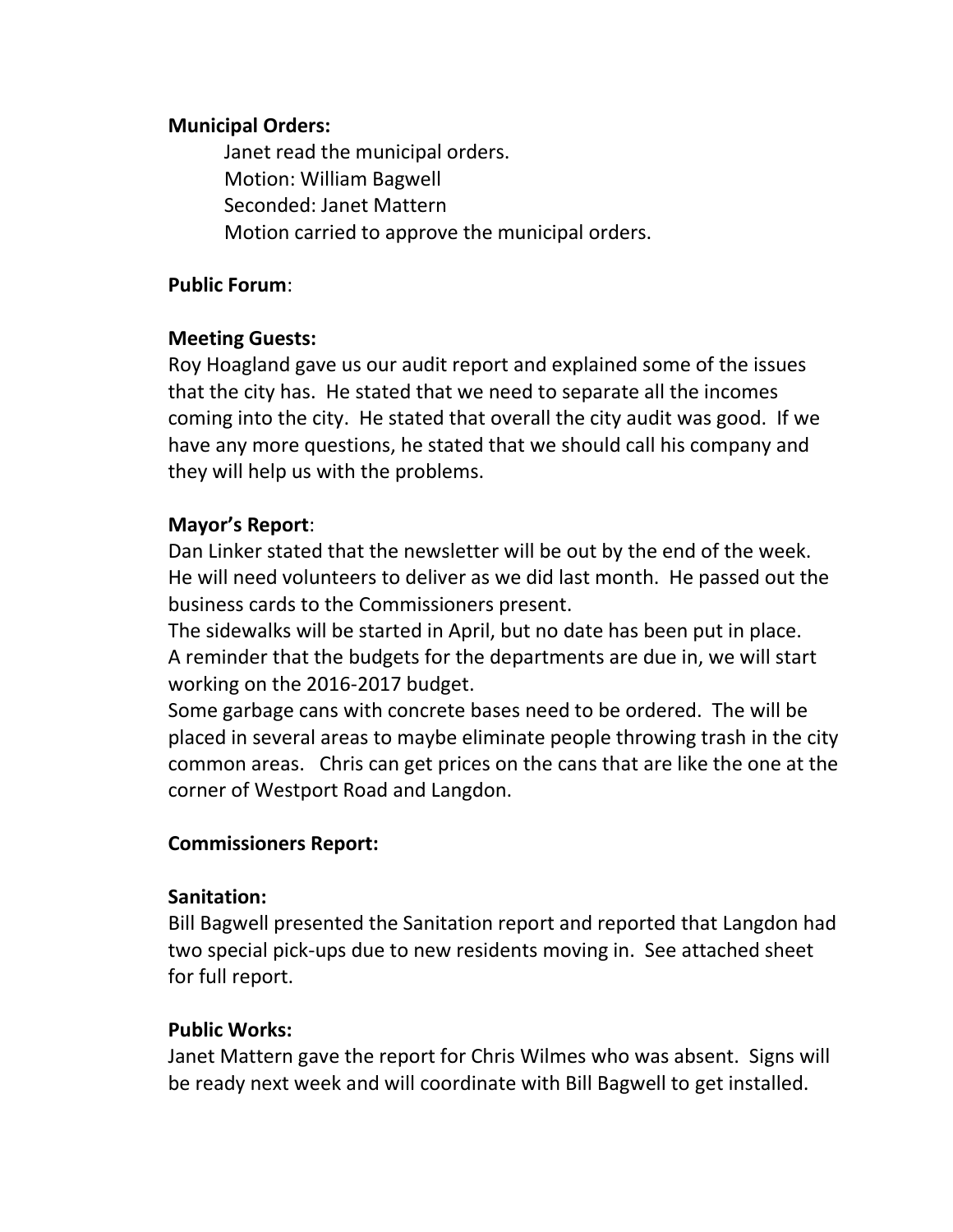**Municipal Orders:**

Janet read the municipal orders.
Motion: William Bagwell
Seconded: Janet Mattern
Motion carried to approve the municipal orders.

**Public Forum**:

**Meeting Guests:**

Roy Hoagland gave us our audit report and explained some of the issues that the city has. He stated that we need to separate all the incomes coming into the city. He stated that overall the city audit was good. If we have any more questions, he stated that we should call his company and they will help us with the problems.

**Mayor's Report**:

Dan Linker stated that the newsletter will be out by the end of the week. He will need volunteers to deliver as we did last month. He passed out the business cards to the Commissioners present.
The sidewalks will be started in April, but no date has been put in place.
A reminder that the budgets for the departments are due in, we will start working on the 2016-2017 budget.
Some garbage cans with concrete bases need to be ordered. The will be placed in several areas to maybe eliminate people throwing trash in the city common areas. Chris can get prices on the cans that are like the one at the corner of Westport Road and Langdon.

**Commissioners Report:**

**Sanitation:**

Bill Bagwell presented the Sanitation report and reported that Langdon had two special pick-ups due to new residents moving in. See attached sheet for full report.

**Public Works:**

Janet Mattern gave the report for Chris Wilmes who was absent. Signs will be ready next week and will coordinate with Bill Bagwell to get installed.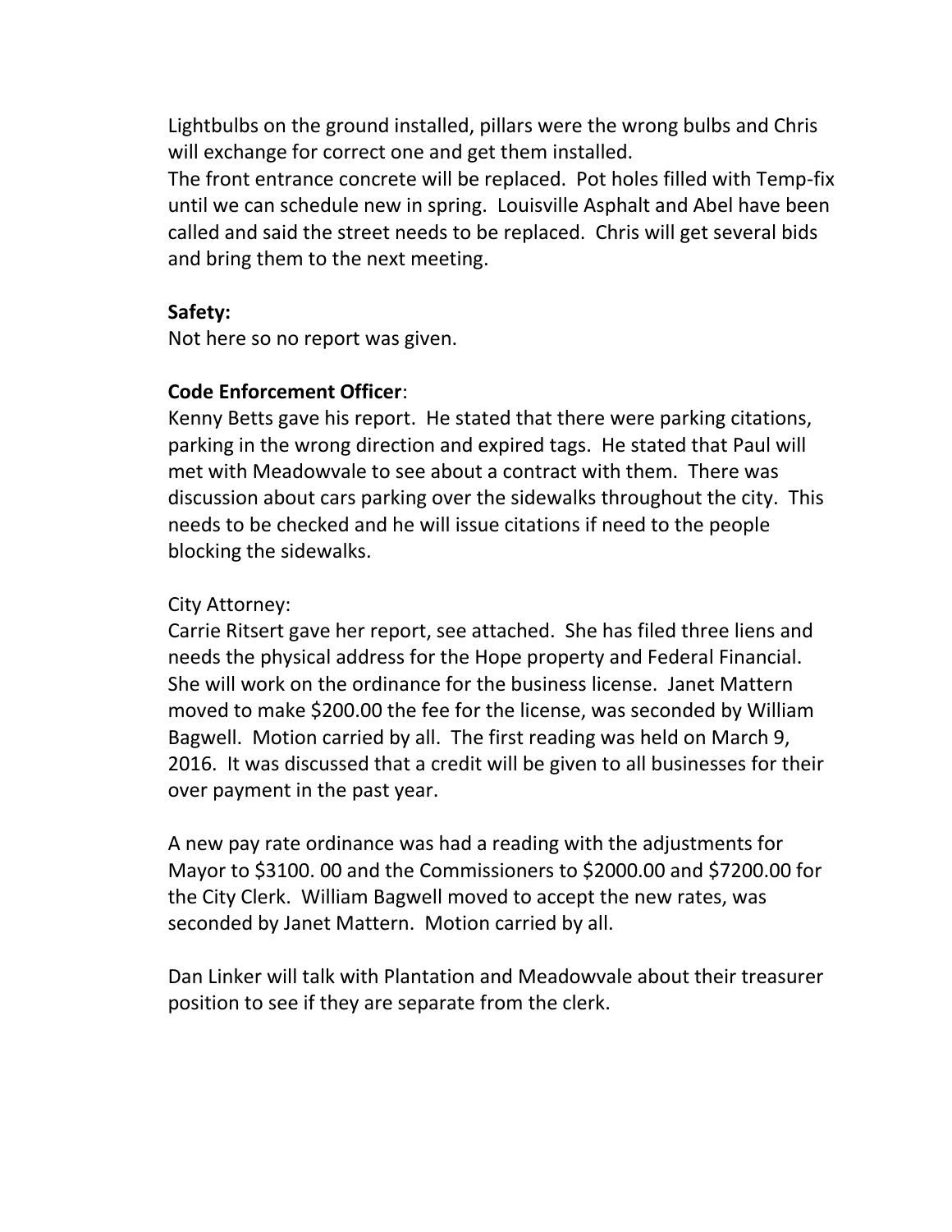Lightbulbs on the ground installed, pillars were the wrong bulbs and Chris will exchange for correct one and get them installed.
The front entrance concrete will be replaced. Pot holes filled with Temp-fix until we can schedule new in spring. Louisville Asphalt and Abel have been called and said the street needs to be replaced. Chris will get several bids and bring them to the next meeting.

**Safety:**
Not here so no report was given.

**Code Enforcement Officer**:
Kenny Betts gave his report. He stated that there were parking citations, parking in the wrong direction and expired tags. He stated that Paul will met with Meadowvale to see about a contract with them. There was discussion about cars parking over the sidewalks throughout the city. This needs to be checked and he will issue citations if need to the people blocking the sidewalks.

City Attorney:
Carrie Ritsert gave her report, see attached. She has filed three liens and needs the physical address for the Hope property and Federal Financial. She will work on the ordinance for the business license. Janet Mattern moved to make $200.00 the fee for the license, was seconded by William Bagwell. Motion carried by all. The first reading was held on March 9, 2016. It was discussed that a credit will be given to all businesses for their over payment in the past year.

A new pay rate ordinance was had a reading with the adjustments for Mayor to $3100. 00 and the Commissioners to $2000.00 and $7200.00 for the City Clerk. William Bagwell moved to accept the new rates, was seconded by Janet Mattern. Motion carried by all.

Dan Linker will talk with Plantation and Meadowvale about their treasurer position to see if they are separate from the clerk.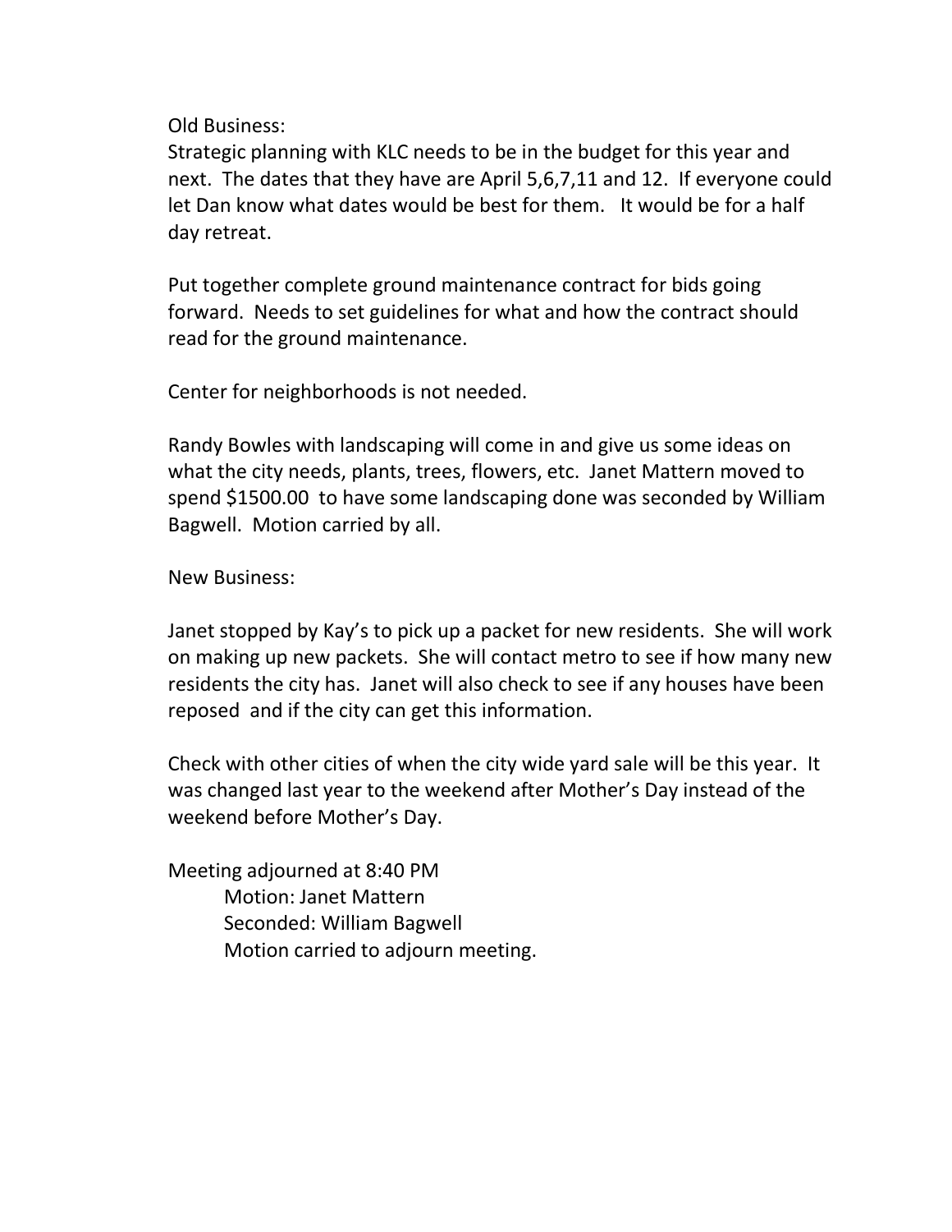Old Business:

Strategic planning with KLC needs to be in the budget for this year and next. The dates that they have are April 5,6,7,11 and 12. If everyone could let Dan know what dates would be best for them. It would be for a half day retreat.

Put together complete ground maintenance contract for bids going forward. Needs to set guidelines for what and how the contract should read for the ground maintenance.

Center for neighborhoods is not needed.

Randy Bowles with landscaping will come in and give us some ideas on what the city needs, plants, trees, flowers, etc. Janet Mattern moved to spend $1500.00 to have some landscaping done was seconded by William Bagwell. Motion carried by all.

New Business:

Janet stopped by Kay's to pick up a packet for new residents. She will work on making up new packets. She will contact metro to see if how many new residents the city has. Janet will also check to see if any houses have been reposed and if the city can get this information.

Check with other cities of when the city wide yard sale will be this year. It was changed last year to the weekend after Mother's Day instead of the weekend before Mother's Day.

Meeting adjourned at 8:40 PM

Motion: Janet Mattern

Seconded: William Bagwell

Motion carried to adjourn meeting.